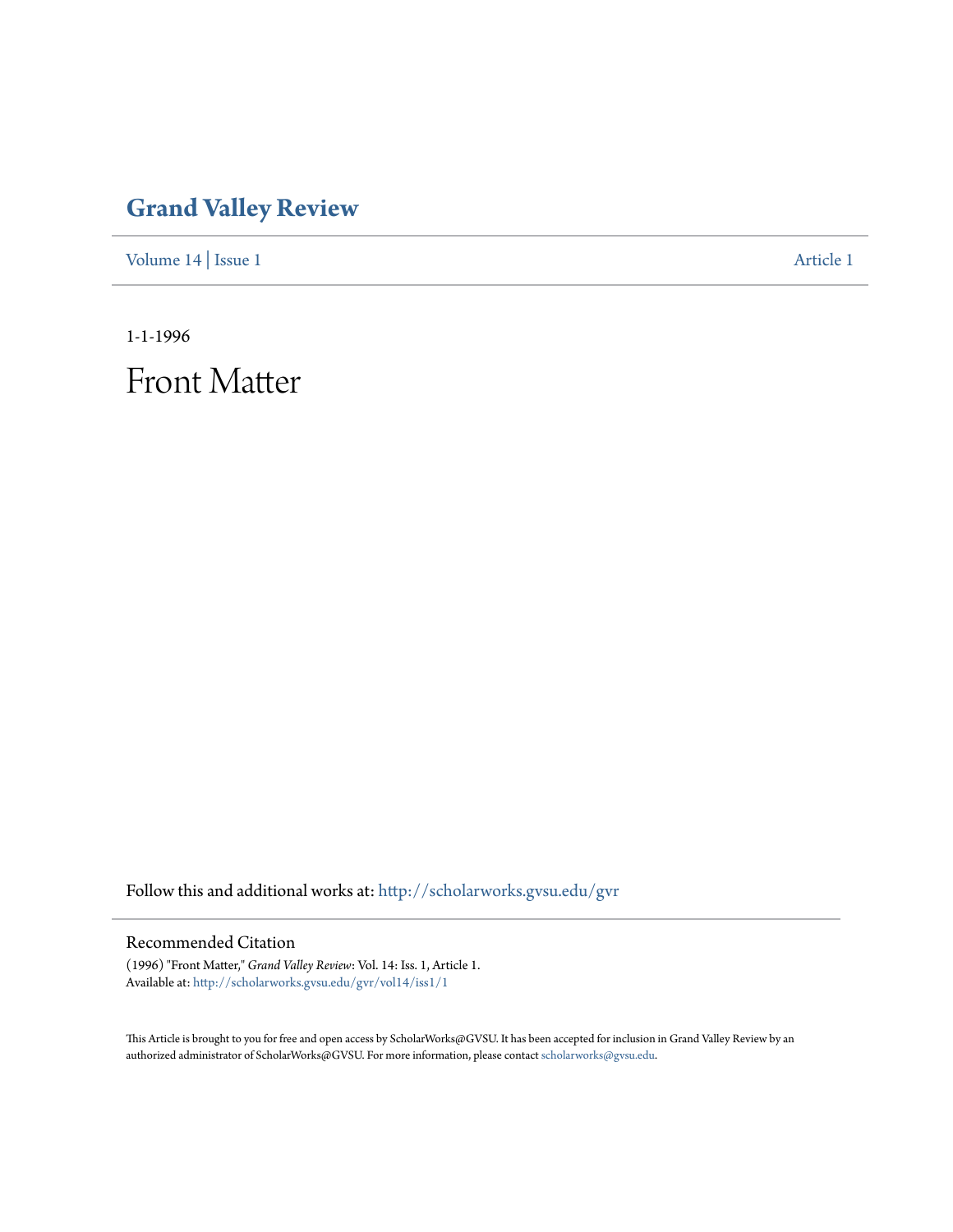# Grand Valley Review

Volume 14 | Issue 1 Article 1

1-1-1996

# Front Matter

Follow this and additional works at: http://scholarworks.gvsu.edu/gvr

## Recommended Citation

(1996) "Front Matter," *Grand Valley Review*: Vol. 14: Iss. 1, Article 1.
Available at: http://scholarworks.gvsu.edu/gvr/vol14/iss1/1

This Article is brought to you for free and open access by ScholarWorks@GVSU. It has been accepted for inclusion in Grand Valley Review by an authorized administrator of ScholarWorks@GVSU. For more information, please contact scholarworks@gvsu.edu.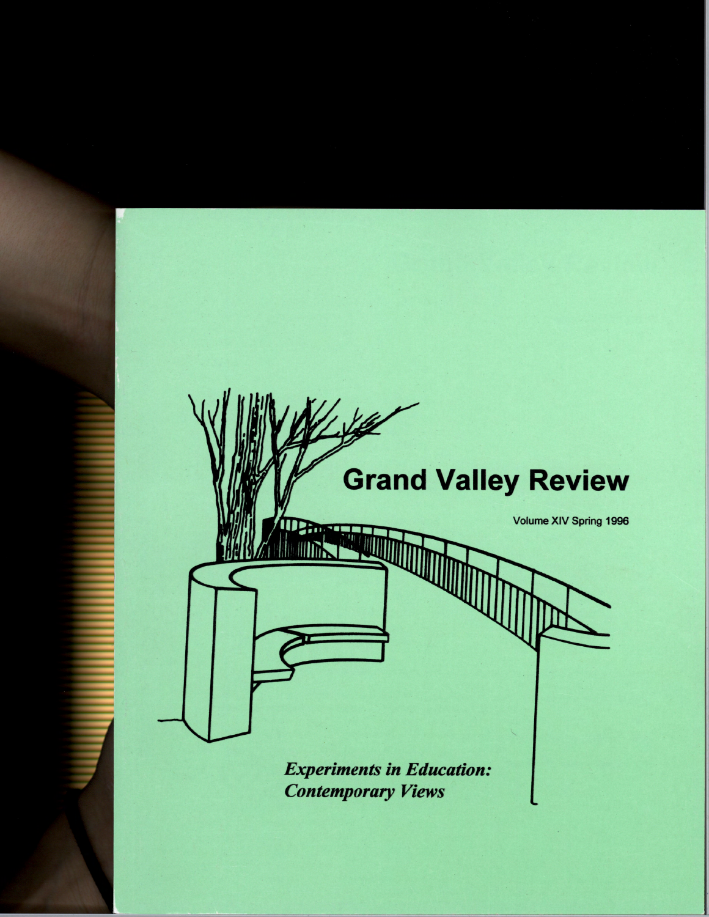# Grand Valley Review

Volume XIV Spring 1996

***Experiments in Education: Contemporary Views***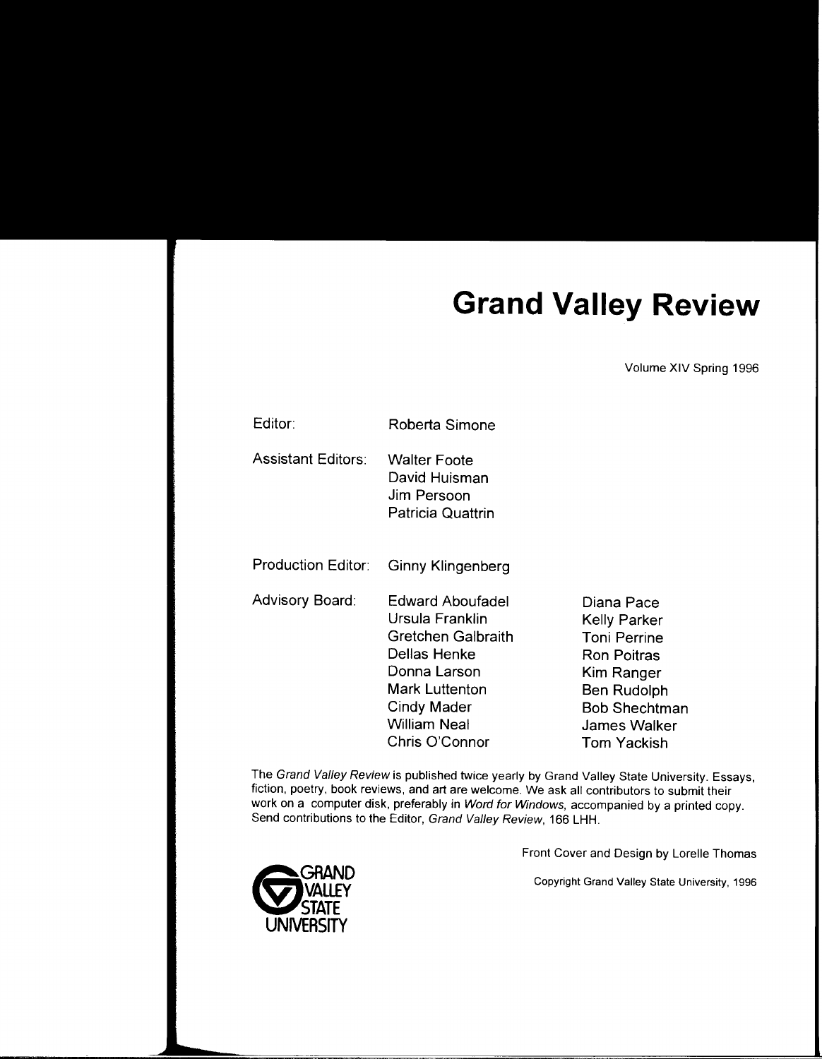# Grand Valley Review

Volume XIV Spring 1996

| | | |
|---|---|---|
| Editor: | Roberta Simone | |
| Assistant Editors: | Walter Foote<br>David Huisman<br>Jim Persoon<br>Patricia Quattrin | |
| Production Editor: | Ginny Klingenberg | |
| Advisory Board: | Edward Aboufadel<br>Ursula Franklin<br>Gretchen Galbraith<br>Dellas Henke<br>Donna Larson<br>Mark Luttenton<br>Cindy Mader<br>William Neal<br>Chris O'Connor | Diana Pace<br>Kelly Parker<br>Toni Perrine<br>Ron Poitras<br>Kim Ranger<br>Ben Rudolph<br>Bob Shechtman<br>James Walker<br>Tom Yackish |

The *Grand Valley Review* is published twice yearly by Grand Valley State University. Essays, fiction, poetry, book reviews, and art are welcome. We ask all contributors to submit their work on a computer disk, preferably in *Word for Windows,* accompanied by a printed copy. Send contributions to the Editor, *Grand Valley Review*, 166 LHH.

Front Cover and Design by Lorelle Thomas

GRAND VALLEY STATE UNIVERSITY

Copyright Grand Valley State University, 1996